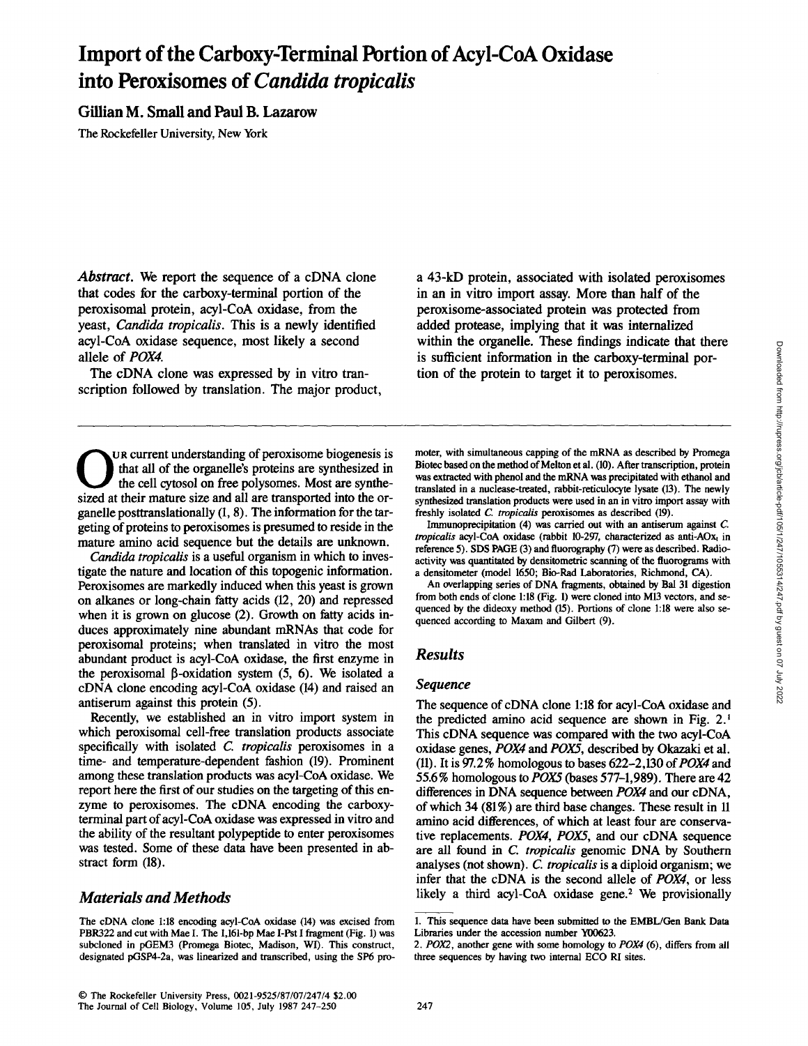# Import of the Carboxy-Terminal Portion of Acyl-CoA Oxidase into Peroxisomes of *Candida tropicalis*

**Gillian M. Small and Paul B. Lazarow**

The Rockefeller University, New York

***Abstract.*** We report the sequence of a cDNA clone that codes for the carboxy-terminal portion of the peroxisomal protein, acyl-CoA oxidase, from the yeast, *Candida tropicalis*. This is a newly identified acyl-CoA oxidase sequence, most likely a second allele of *POX4*.

The cDNA clone was expressed by in vitro transcription followed by translation. The major product, a 43-kD protein, associated with isolated peroxisomes in an in vitro import assay. More than half of the peroxisome-associated protein was protected from added protease, implying that it was internalized within the organelle. These findings indicate that there is sufficient information in the carboxy-terminal portion of the protein to target it to peroxisomes.

Our current understanding of peroxisome biogenesis is that all of the organelle's proteins are synthesized in the cell cytosol on free polysomes. Most are synthesized at their mature size and all are transported into the organelle posttranslationally (1, 8). The information for the targeting of proteins to peroxisomes is presumed to reside in the mature amino acid sequence but the details are unknown.

*Candida tropicalis* is a useful organism in which to investigate the nature and location of this topogenic information. Peroxisomes are markedly induced when this yeast is grown on alkanes or long-chain fatty acids (12, 20) and repressed when it is grown on glucose (2). Growth on fatty acids induces approximately nine abundant mRNAs that code for peroxisomal proteins; when translated in vitro the most abundant product is acyl-CoA oxidase, the first enzyme in the peroxisomal β-oxidation system (5, 6). We isolated a cDNA clone encoding acyl-CoA oxidase (14) and raised an antiserum against this protein (5).

Recently, we established an in vitro import system in which peroxisomal cell-free translation products associate specifically with isolated *C. tropicalis* peroxisomes in a time- and temperature-dependent fashion (19). Prominent among these translation products was acyl-CoA oxidase. We report here the first of our studies on the targeting of this enzyme to peroxisomes. The cDNA encoding the carboxy-terminal part of acyl-CoA oxidase was expressed in vitro and the ability of the resultant polypeptide to enter peroxisomes was tested. Some of these data have been presented in abstract form (18).

## Materials and Methods

The cDNA clone 1:18 encoding acyl-CoA oxidase (14) was excised from PBR322 and cut with Mae I. The 1,161-bp Mae I-Pst I fragment (Fig. 1) was subcloned in pGEM3 (Promega Biotec, Madison, WI). This construct, designated pGSP4-2a, was linearized and transcribed, using the SP6 promoter, with simultaneous capping of the mRNA as described by Promega Biotec based on the method of Melton et al. (10). After transcription, protein was extracted with phenol and the mRNA was precipitated with ethanol and translated in a nuclease-treated, rabbit-reticulocyte lysate (13). The newly synthesized translation products were used in an in vitro import assay with freshly isolated *C. tropicalis* peroxisomes as described (19).

Immunoprecipitation (4) was carried out with an antiserum against *C. tropicalis* acyl-CoA oxidase (rabbit 10-297, characterized as anti-AOx$_1$ in reference 5). SDS PAGE (3) and fluorography (7) were as described. Radioactivity was quantitated by densitometric scanning of the fluorograms with a densitometer (model 1650; Bio-Rad Laboratories, Richmond, CA).

An overlapping series of DNA fragments, obtained by Bal 31 digestion from both ends of clone 1:18 (Fig. 1) were cloned into M13 vectors, and sequenced by the dideoxy method (15). Portions of clone 1:18 were also sequenced according to Maxam and Gilbert (9).

## Results

### Sequence

The sequence of cDNA clone 1:18 for acyl-CoA oxidase and the predicted amino acid sequence are shown in Fig. 2.[1] This cDNA sequence was compared with the two acyl-CoA oxidase genes, *POX4* and *POX5*, described by Okazaki et al. (11). It is 97.2% homologous to bases 622–2,130 of *POX4* and 55.6% homologous to *POX5* (bases 577–1,989). There are 42 differences in DNA sequence between *POX4* and our cDNA, of which 34 (81%) are third base changes. These result in 11 amino acid differences, of which at least four are conservative replacements. *POX4*, *POX5*, and our cDNA sequence are all found in *C. tropicalis* genomic DNA by Southern analyses (not shown). *C. tropicalis* is a diploid organism; we infer that the cDNA is the second allele of *POX4*, or less likely a third acyl-CoA oxidase gene.[2] We provisionally

1. This sequence data have been submitted to the EMBL/Gen Bank Data Libraries under the accession number Y00623.

2. *POX2*, another gene with some homology to *POX4* (6), differs from all three sequences by having two internal ECO RI sites.

© The Rockefeller University Press, 0021-9525/87/07/247/4 $2.00
The Journal of Cell Biology, Volume 105, July 1987 247–250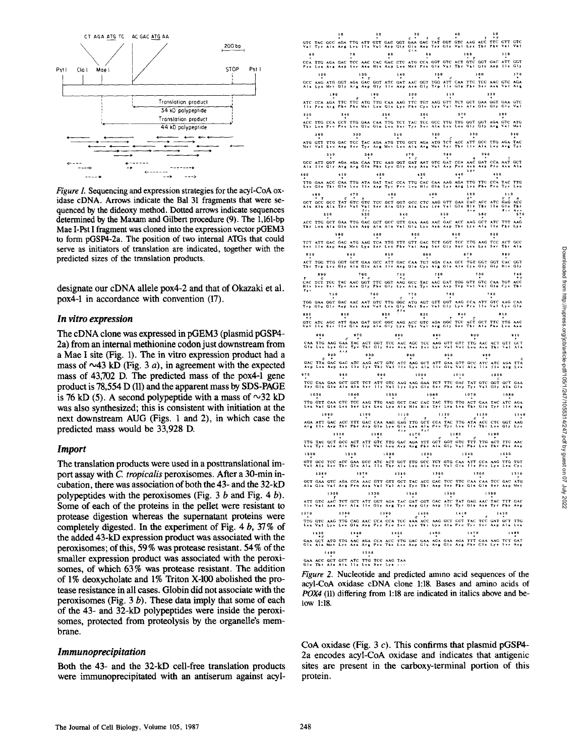*Figure 1.* Sequencing and expression strategies for the acyl-CoA oxidase cDNA. Arrows indicate the Bal 31 fragments that were sequenced by the dideoxy method. Dotted arrows indicate sequences determined by the Maxam and Gilbert procedure (9). The 1,161-bp Mae I-Pst I fragment was cloned into the expression vector pGEM3 to form pGSP4-2a. The position of two internal ATGs that could serve as initiators of translation are indicated, together with the predicted sizes of the translation products.

designate our cDNA allele pox4-2 and that of Okazaki et al. pox4-1 in accordance with convention (17).

### *In vitro expression*

The cDNA clone was expressed in pGEM3 (plasmid pGSP4-2a) from an internal methionine codon just downstream from a Mae I site (Fig. 1). The in vitro expression product had a mass of ~43 kD (Fig. 3 *a*), in agreement with the expected mass of 43,702 D. The predicted mass of the pox4-1 gene product is 78,554 D (11) and the apparent mass by SDS-PAGE is 76 kD (5). A second polypeptide with a mass of ~32 kD was also synthesized; this is consistent with initiation at the next downstream AUG (Figs. 1 and 2), in which case the predicted mass would be 33,928 D.

### *Import*

The translation products were used in a posttranslational import assay with *C. tropicalis* peroxisomes. After a 30-min incubation, there was association of both the 43- and the 32-kD polypeptides with the peroxisomes (Fig. 3 *b* and Fig. 4 *b*). Some of each of the proteins in the pellet were resistant to protease digestion whereas the supernatant proteins were completely digested. In the experiment of Fig. 4 *b*, 37% of the added 43-kD expression product was associated with the peroxisomes; of this, 59% was protease resistant. 54% of the smaller expression product was associated with the peroxisomes, of which 63% was protease resistant. The addition of 1% deoxycholate and 1% Triton X-100 abolished the protease resistance in all cases. Globin did not associate with the peroxisomes (Fig. 3 *b*). These data imply that some of each of the 43- and 32-kD polypeptides were inside the peroxisomes, protected from proteolysis by the organelle's membrane.

### *Immunoprecipitation*

Both the 43- and the 32-kD cell-free translation products were immunoprecipitated with an antiserum against acyl-CoA oxidase (Fig. 3 *c*). This confirms that plasmid pGSP4-2a encodes acyl-CoA oxidase and indicates that antigenic sites are present in the carboxy-terminal portion of this protein.

*Figure 2.* Nucleotide and predicted amino acid sequences of the acyl-CoA oxidase cDNA clone 1:18. Bases and amino acids of *POX4* (11) differing from 1:18 are indicated in italics above and below 1:18.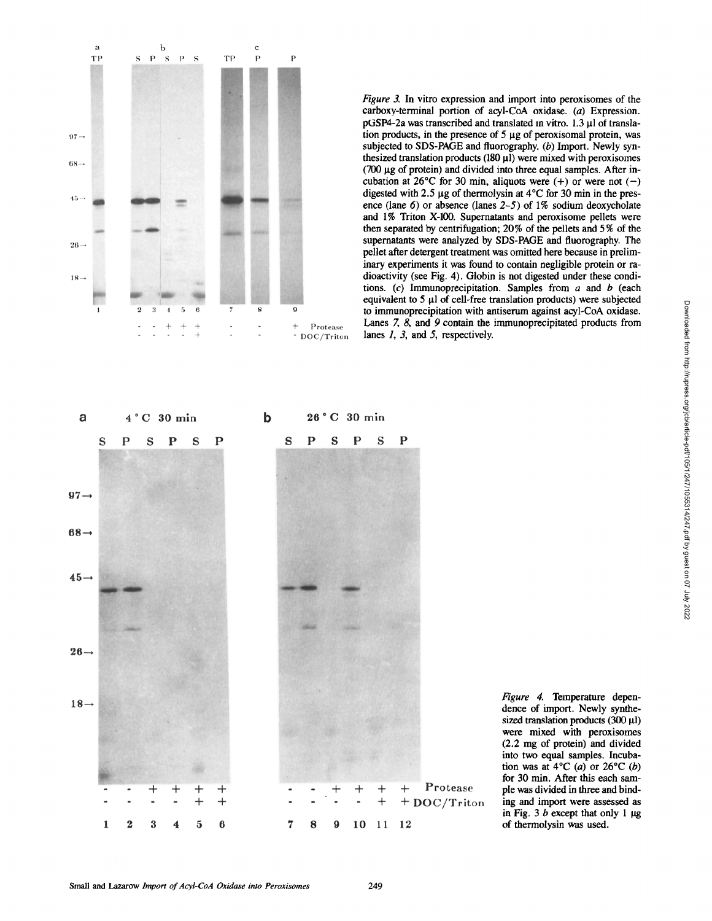*Figure 3.* In vitro expression and import into peroxisomes of the carboxy-terminal portion of acyl-CoA oxidase. (*a*) Expression. pGSP4-2a was transcribed and translated in vitro. 1.3 µl of translation products, in the presence of 5 µg of peroxisomal protein, was subjected to SDS-PAGE and fluorography. (*b*) Import. Newly synthesized translation products (180 µl) were mixed with peroxisomes (700 µg of protein) and divided into three equal samples. After incubation at 26°C for 30 min, aliquots were (+) or were not (−) digested with 2.5 µg of thermolysin at 4°C for 30 min in the presence (lane *6*) or absence (lanes *2–5*) of 1% sodium deoxycholate and 1% Triton X-100. Supernatants and peroxisome pellets were then separated by centrifugation; 20% of the pellets and 5% of the supernatants were analyzed by SDS-PAGE and fluorography. The pellet after detergent treatment was omitted here because in preliminary experiments it was found to contain negligible protein or radioactivity (see Fig. 4). Globin is not digested under these conditions. (*c*) Immunoprecipitation. Samples from *a* and *b* (each equivalent to 5 µl of cell-free translation products) were subjected to immunoprecipitation with antiserum against acyl-CoA oxidase. Lanes *7*, *8*, and *9* contain the immunoprecipitated products from lanes *1*, *3*, and *5*, respectively.

*Figure 4.* Temperature dependence of import. Newly synthesized translation products (300 µl) were mixed with peroxisomes (2.2 mg of protein) and divided into two equal samples. Incubation was at 4°C (*a*) or 26°C (*b*) for 30 min. After this each sample was divided in three and binding and import were assessed as in Fig. 3 *b* except that only 1 µg of thermolysin was used.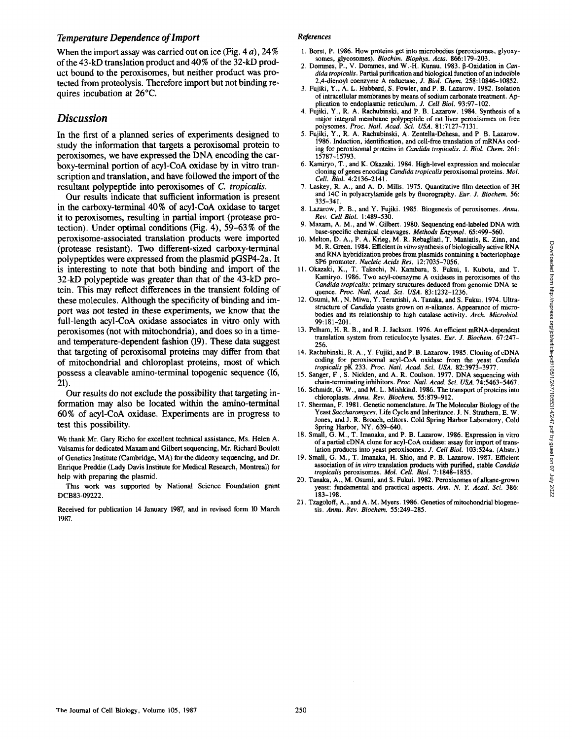### *Temperature Dependence of Import*

When the import assay was carried out on ice (Fig. 4 *a*), 24% of the 43-kD translation product and 40% of the 32-kD product bound to the peroxisomes, but neither product was protected from proteolysis. Therefore import but not binding requires incubation at 26°C.

## *Discussion*

In the first of a planned series of experiments designed to study the information that targets a peroxisomal protein to peroxisomes, we have expressed the DNA encoding the carboxy-terminal portion of acyl-CoA oxidase by in vitro transcription and translation, and have followed the import of the resultant polypeptide into peroxisomes of *C. tropicalis*.

Our results indicate that sufficient information is present in the carboxy-terminal 40% of acyl-CoA oxidase to target it to peroxisomes, resulting in partial import (protease protection). Under optimal conditions (Fig. 4), 59–63% of the peroxisome-associated translation products were imported (protease resistant). Two different-sized carboxy-terminal polypeptides were expressed from the plasmid pGSP4-2a. It is interesting to note that both binding and import of the 32-kD polypeptide was greater than that of the 43-kD protein. This may reflect differences in the transient folding of these molecules. Although the specificity of binding and import was not tested in these experiments, we know that the full-length acyl-CoA oxidase associates in vitro only with peroxisomes (not with mitochondria), and does so in a time- and temperature-dependent fashion (19). These data suggest that targeting of peroxisomal proteins may differ from that of mitochondrial and chloroplast proteins, most of which possess a cleavable amino-terminal topogenic sequence (16, 21).

Our results do not exclude the possibility that targeting information may also be located within the amino-terminal 60% of acyl-CoA oxidase. Experiments are in progress to test this possibility.

We thank Mr. Gary Richo for excellent technical assistance, Ms. Helen A. Valsamis for dedicated Maxam and Gilbert sequencing, Mr. Richard Boulett of Genetics Institute (Cambridge, MA) for the dideoxy sequencing, and Dr. Enrique Preddie (Lady Davis Institute for Medical Research, Montreal) for help with preparing the plasmid.

This work was supported by National Science Foundation grant DCB83-09222.

Received for publication 14 January 1987, and in revised form 10 March 1987.

#### *References*

1. Borst, P. 1986. How proteins get into microbodies (peroxisomes, glyoxysomes, glycosomes). *Biochim. Biophys. Acta.* 866:179–203.
2. Dommes, P., V. Dommes, and W.-H. Kunau. 1983. β-Oxidation in *Candida tropicalis*. Partial purification and biological function of an inducible 2,4-dienoyl coenzyme A reductase. *J. Biol. Chem.* 258:10846–10852.
3. Fujiki, Y., A. L. Hubbard, S. Fowler, and P. B. Lazarow. 1982. Isolation of intracellular membranes by means of sodium carbonate treatment. Application to endoplasmic reticulum. *J. Cell Biol.* 93:97–102.
4. Fujiki, Y., R. A. Rachubinski, and P. B. Lazarow. 1984. Synthesis of a major integral membrane polypeptide of rat liver peroxisomes on free polysomes. *Proc. Natl. Acad. Sci. USA.* 81:7127–7131.
5. Fujiki, Y., R. A. Rachubinski, A. Zentella-Dehesa, and P. B. Lazarow. 1986. Induction, identification, and cell-free translation of mRNAs coding for peroxisomal proteins in *Candida tropicalis*. *J. Biol. Chem.* 261:15787–15793.
6. Kamiryo, T., and K. Okazaki. 1984. High-level expression and molecular cloning of genes encoding *Candida tropicalis* peroxisomal proteins. *Mol. Cell. Biol.* 4:2136–2141.
7. Laskey, R. A., and A. D. Mills. 1975. Quantitative film detection of 3H and 14C in polyacrylamide gels by fluorography. *Eur. J. Biochem.* 56:335–341.
8. Lazarow, P. B., and Y. Fujiki. 1985. Biogenesis of peroxisomes. *Annu. Rev. Cell Biol.* 1:489–530.
9. Maxam, A. M., and W. Gilbert. 1980. Sequencing end-labeled DNA with base-specific chemical cleavages. *Methods Enzymol.* 65:499–560.
10. Melton, D. A., P. A. Krieg, M. R. Rebagliati, T. Maniatis, K. Zinn, and M. R. Green. 1984. Efficient *in vitro* synthesis of biologically active RNA and RNA hybridization probes from plasmids containing a bacteriophage SP6 promoter. *Nucleic Acids Res.* 12:7035–7056.
11. Okazaki, K., T. Takechi, N. Kambara, S. Fukui, I. Kubota, and T. Kamiryo. 1986. Two acyl-coenzyme A oxidases in peroxisomes of the *Candida tropicalis*: primary structures deduced from genomic DNA sequence. *Proc. Natl. Acad. Sci. USA.* 83:1232–1236.
12. Osumi, M., N. Miwa, Y. Teranishi, A. Tanaka, and S. Fukui. 1974. Ultrastructure of *Candida* yeasts grown on *n*-alkanes. Appearance of microbodies and its relationship to high catalase activity. *Arch. Microbiol.* 99:181–201.
13. Pelham, H. R. B., and R. J. Jackson. 1976. An efficient mRNA-dependent translation system from reticulocyte lysates. *Eur. J. Biochem.* 67:247–256.
14. Rachubinski, R. A., Y. Fujiki, and P. B. Lazarow. 1985. Cloning of cDNA coding for peroxisomal acyl-CoA oxidase from the yeast *Candida tropicalis* pK 233. *Proc. Natl. Acad. Sci. USA.* 82:3973–3977.
15. Sanger, F., S. Nicklen, and A. R. Coulson. 1977. DNA sequencing with chain-terminating inhibitors. *Proc. Natl. Acad. Sci. USA.* 74:5463–5467.
16. Schmidt, G. W., and M. L. Mishkind. 1986. The transport of proteins into chloroplasts. *Annu. Rev. Biochem.* 55:879–912.
17. Sherman, F. 1981. Genetic nomenclature. *In* The Molecular Biology of the Yeast *Saccharomyces*. Life Cycle and Inheritance. J. N. Strathern, E. W. Jones, and J. R. Broach, editors. Cold Spring Harbor Laboratory, Cold Spring Harbor, NY. 639–640.
18. Small, G. M., T. Imanaka, and P. B. Lazarow. 1986. Expression in vitro of a partial cDNA clone for acyl-CoA oxidase: assay for import of translation products into yeast peroxisomes. *J. Cell Biol.* 103:524a. (Abstr.)
19. Small, G. M., T. Imanaka, H. Shio, and P. B. Lazarow. 1987. Efficient association of *in vitro* translation products with purified, stable *Candida tropicalis* peroxisomes. *Mol. Cell. Biol.* 7:1848–1855.
20. Tanaka, A., M. Osumi, and S. Fukui. 1982. Peroxisomes of alkane-grown yeast: fundamental and practical aspects. *Ann. N. Y. Acad. Sci.* 386:183–198.
21. Tzagoloff, A., and A. M. Myers. 1986. Genetics of mitochondrial biogenesis. *Annu. Rev. Biochem.* 55:249–285.